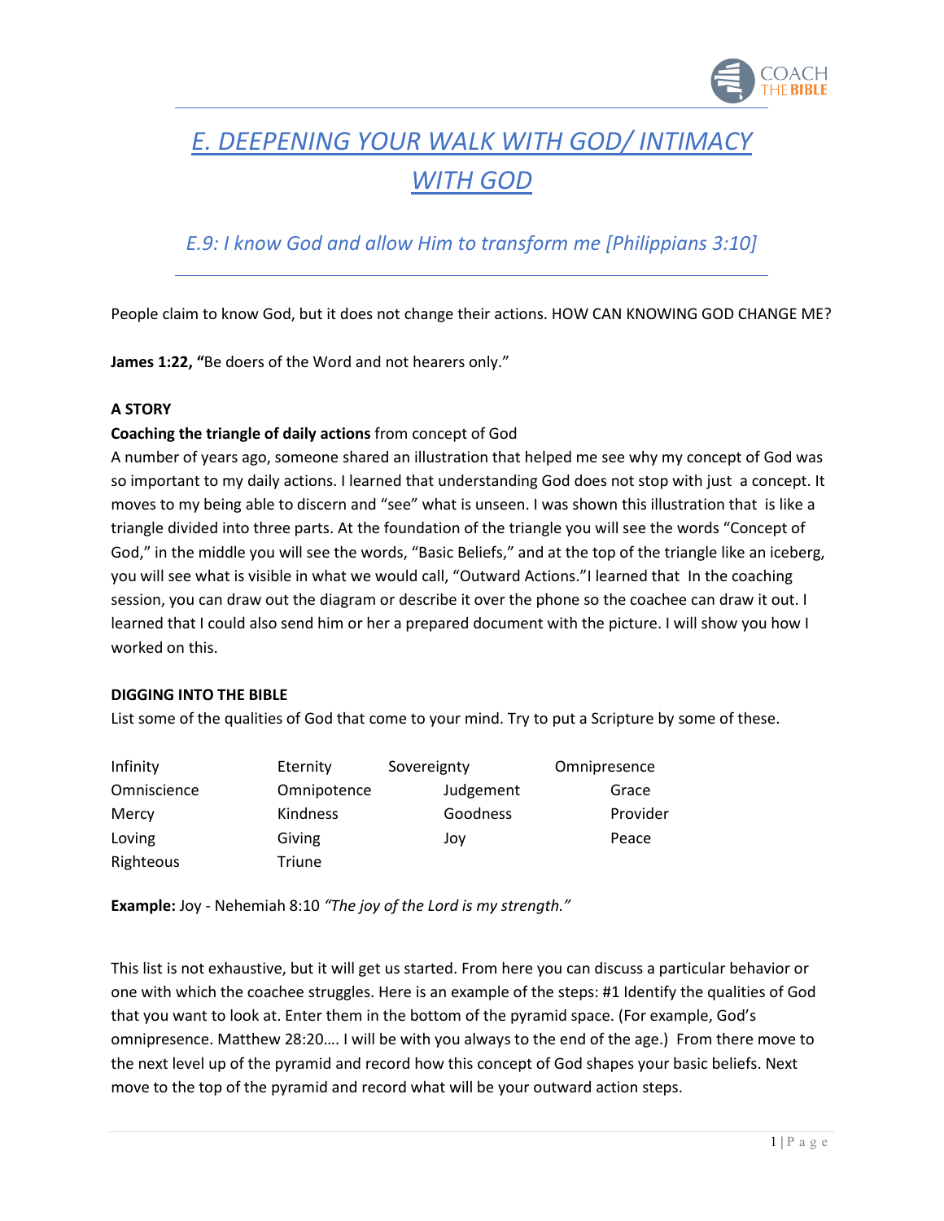# E. DEEPENING YOUR WALK WITH GOD/ INTIMACY WITH GOD

## E.9: I know God and allow Him to transform me [Philippians 3:10]

People claim to know God, but it does not change their actions. HOW CAN KNOWING GOD CHANGE ME?

**James 1:22, "**Be doers of the Word and not hearers only."

**A STORY**

**Coaching the triangle of daily actions** from concept of God

A number of years ago, someone shared an illustration that helped me see why my concept of God was so important to my daily actions. I learned that understanding God does not stop with just a concept. It moves to my being able to discern and "see" what is unseen. I was shown this illustration that is like a triangle divided into three parts. At the foundation of the triangle you will see the words "Concept of God," in the middle you will see the words, "Basic Beliefs," and at the top of the triangle like an iceberg, you will see what is visible in what we would call, "Outward Actions."I learned that In the coaching session, you can draw out the diagram or describe it over the phone so the coachee can draw it out. I learned that I could also send him or her a prepared document with the picture. I will show you how I worked on this.

**DIGGING INTO THE BIBLE**

List some of the qualities of God that come to your mind. Try to put a Scripture by some of these.

| | | | |
|---|---|---|---|
| Infinity | Eternity | Sovereignty | Omnipresence |
| Omniscience | Omnipotence | Judgement | Grace |
| Mercy | Kindness | Goodness | Provider |
| Loving | Giving | Joy | Peace |
| Righteous | Triune | | |

**Example:** Joy - Nehemiah 8:10 *"The joy of the Lord is my strength."*

This list is not exhaustive, but it will get us started. From here you can discuss a particular behavior or one with which the coachee struggles. Here is an example of the steps: #1 Identify the qualities of God that you want to look at. Enter them in the bottom of the pyramid space. (For example, God's omnipresence. Matthew 28:20…. I will be with you always to the end of the age.) From there move to the next level up of the pyramid and record how this concept of God shapes your basic beliefs. Next move to the top of the pyramid and record what will be your outward action steps.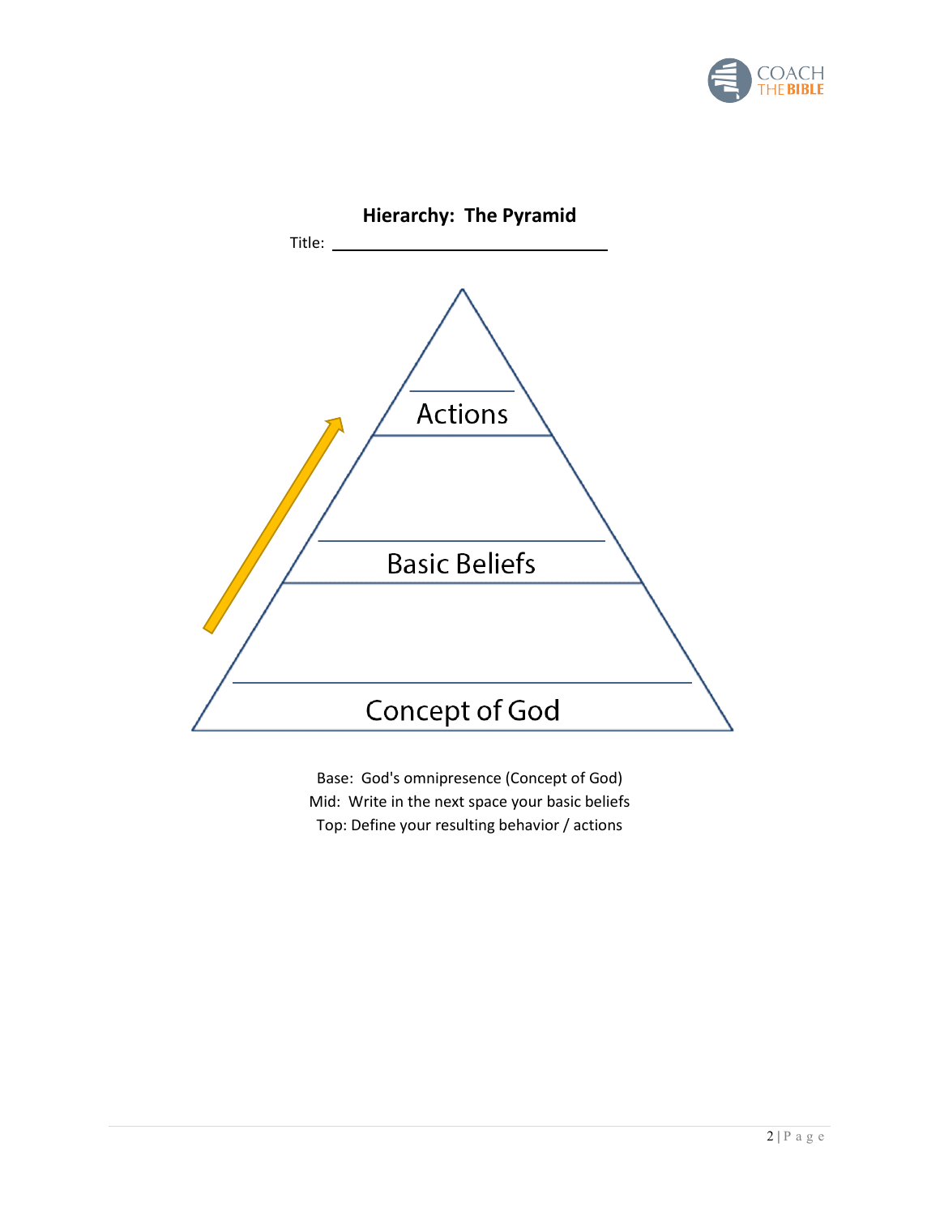**Hierarchy: The Pyramid**

Title: ______________________________

Actions

Basic Beliefs

Concept of God

Base: God's omnipresence (Concept of God)
Mid: Write in the next space your basic beliefs
Top: Define your resulting behavior / actions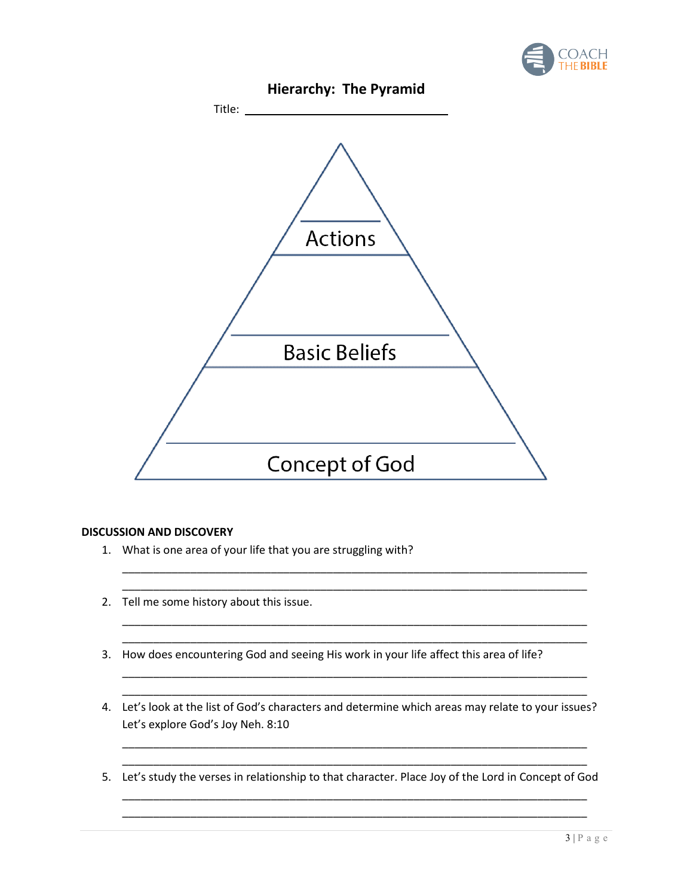## Hierarchy: The Pyramid

Title: ______________________________

Actions

Basic Beliefs

Concept of God

**DISCUSSION AND DISCOVERY**

1. What is one area of your life that you are struggling with?

 ___________________________________________________________________________
 ___________________________________________________________________________

2. Tell me some history about this issue.

 ___________________________________________________________________________
 ___________________________________________________________________________

3. How does encountering God and seeing His work in your life affect this area of life?

 ___________________________________________________________________________
 ___________________________________________________________________________

4. Let's look at the list of God's characters and determine which areas may relate to your issues? Let's explore God's Joy Neh. 8:10

 ___________________________________________________________________________
 ___________________________________________________________________________

5. Let's study the verses in relationship to that character. Place Joy of the Lord in Concept of God

 ___________________________________________________________________________
 ___________________________________________________________________________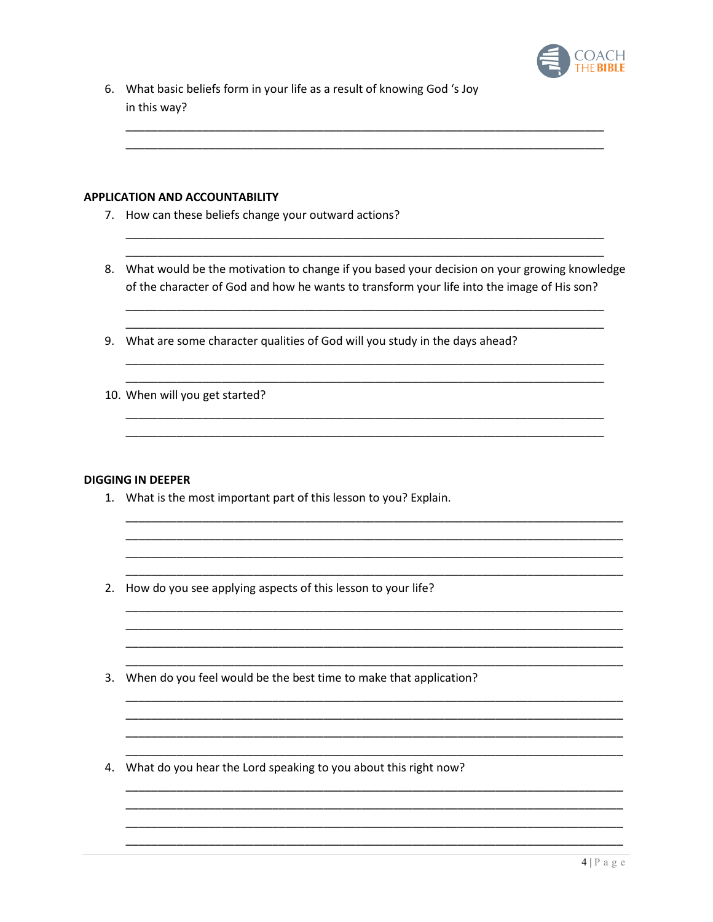6. What basic beliefs form in your life as a result of knowing God 's Joy in this way?

______________________________________________________________________________
______________________________________________________________________________

**APPLICATION AND ACCOUNTABILITY**

7. How can these beliefs change your outward actions?

______________________________________________________________________________
______________________________________________________________________________

8. What would be the motivation to change if you based your decision on your growing knowledge of the character of God and how he wants to transform your life into the image of His son?

______________________________________________________________________________
______________________________________________________________________________

9. What are some character qualities of God will you study in the days ahead?

______________________________________________________________________________
______________________________________________________________________________

10. When will you get started?

______________________________________________________________________________
______________________________________________________________________________

**DIGGING IN DEEPER**

1. What is the most important part of this lesson to you? Explain.

______________________________________________________________________________
______________________________________________________________________________
______________________________________________________________________________
______________________________________________________________________________

2. How do you see applying aspects of this lesson to your life?

______________________________________________________________________________
______________________________________________________________________________
______________________________________________________________________________
______________________________________________________________________________

3. When do you feel would be the best time to make that application?

______________________________________________________________________________
______________________________________________________________________________
______________________________________________________________________________
______________________________________________________________________________

4. What do you hear the Lord speaking to you about this right now?

______________________________________________________________________________
______________________________________________________________________________
______________________________________________________________________________
______________________________________________________________________________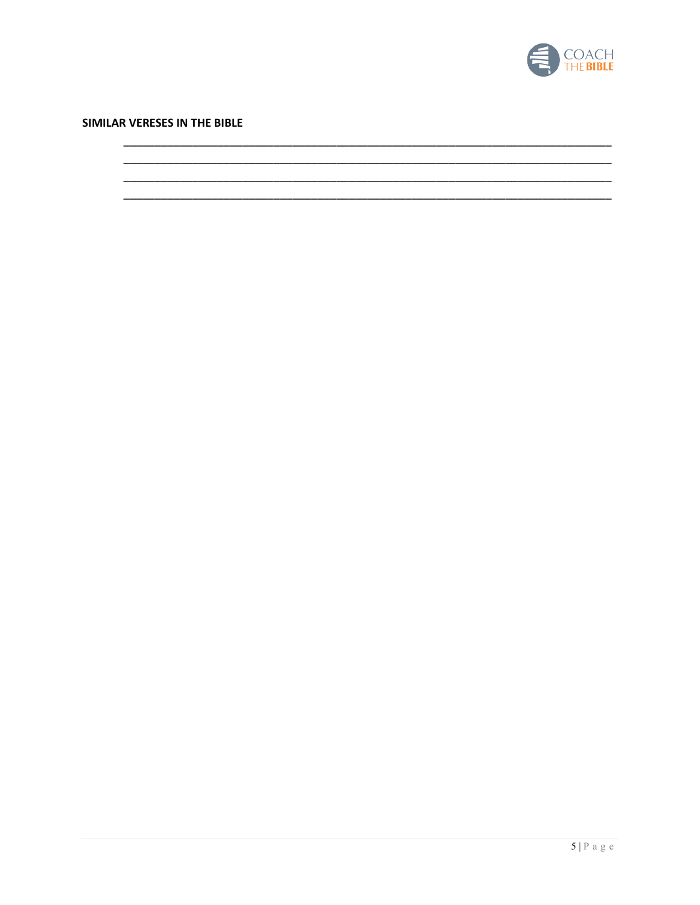**SIMILAR VERESES IN THE BIBLE**

\_\_\_\_\_\_\_\_\_\_\_\_\_\_\_\_\_\_\_\_\_\_\_\_\_\_\_\_\_\_\_\_\_\_\_\_\_\_\_\_\_\_\_\_\_\_\_\_\_\_\_\_\_\_\_\_\_\_\_\_\_\_\_\_\_\_\_\_\_\_\_\_\_\_\_\_\_\_

\_\_\_\_\_\_\_\_\_\_\_\_\_\_\_\_\_\_\_\_\_\_\_\_\_\_\_\_\_\_\_\_\_\_\_\_\_\_\_\_\_\_\_\_\_\_\_\_\_\_\_\_\_\_\_\_\_\_\_\_\_\_\_\_\_\_\_\_\_\_\_\_\_\_\_\_\_\_

\_\_\_\_\_\_\_\_\_\_\_\_\_\_\_\_\_\_\_\_\_\_\_\_\_\_\_\_\_\_\_\_\_\_\_\_\_\_\_\_\_\_\_\_\_\_\_\_\_\_\_\_\_\_\_\_\_\_\_\_\_\_\_\_\_\_\_\_\_\_\_\_\_\_\_\_\_\_

\_\_\_\_\_\_\_\_\_\_\_\_\_\_\_\_\_\_\_\_\_\_\_\_\_\_\_\_\_\_\_\_\_\_\_\_\_\_\_\_\_\_\_\_\_\_\_\_\_\_\_\_\_\_\_\_\_\_\_\_\_\_\_\_\_\_\_\_\_\_\_\_\_\_\_\_\_\_